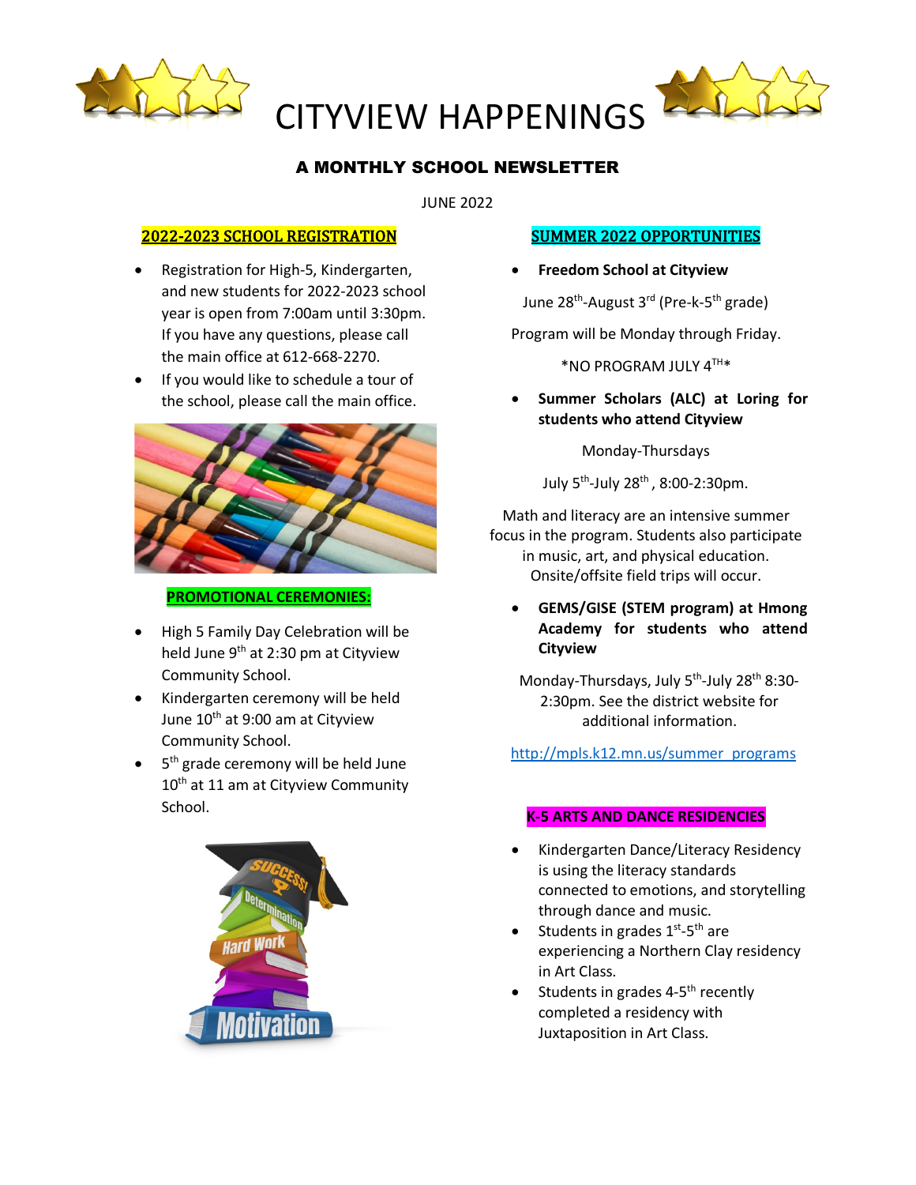# CITYVIEW HAPPENINGS

## A MONTHLY SCHOOL NEWSLETTER

JUNE 2022

### 2022-2023 SCHOOL REGISTRATION

- Registration for High-5, Kindergarten, and new students for 2022-2023 school year is open from 7:00am until 3:30pm. If you have any questions, please call the main office at 612-668-2270.
- If you would like to schedule a tour of the school, please call the main office.

### PROMOTIONAL CEREMONIES:

- High 5 Family Day Celebration will be held June 9th at 2:30 pm at Cityview Community School.
- Kindergarten ceremony will be held June 10th at 9:00 am at Cityview Community School.
- 5th grade ceremony will be held June 10th at 11 am at Cityview Community School.

### SUMMER 2022 OPPORTUNITIES

- **Freedom School at Cityview**

June 28th-August 3rd (Pre-k-5th grade)

Program will be Monday through Friday.

*NO PROGRAM JULY 4TH*

- **Summer Scholars (ALC) at Loring for students who attend Cityview**

Monday-Thursdays

July 5th-July 28th , 8:00-2:30pm.

Math and literacy are an intensive summer focus in the program. Students also participate in music, art, and physical education. Onsite/offsite field trips will occur.

- **GEMS/GISE (STEM program) at Hmong Academy for students who attend Cityview**

Monday-Thursdays, July 5th-July 28th 8:30-2:30pm. See the district website for additional information.

http://mpls.k12.mn.us/summer_programs

### K-5 ARTS AND DANCE RESIDENCIES

- Kindergarten Dance/Literacy Residency is using the literacy standards connected to emotions, and storytelling through dance and music.
- Students in grades 1st-5th are experiencing a Northern Clay residency in Art Class.
- Students in grades 4-5th recently completed a residency with Juxtaposition in Art Class.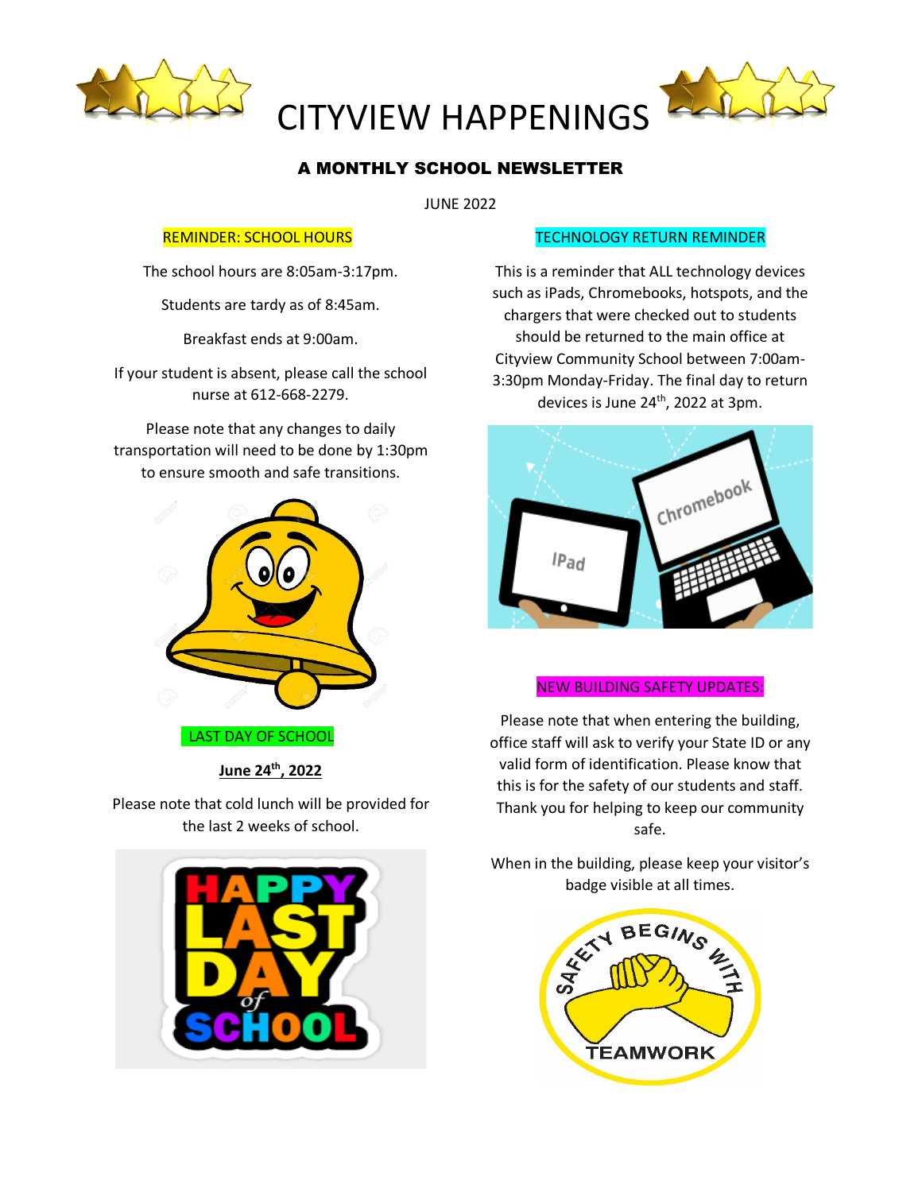# CITYVIEW HAPPENINGS

## A MONTHLY SCHOOL NEWSLETTER

JUNE 2022

### REMINDER: SCHOOL HOURS

The school hours are 8:05am-3:17pm.

Students are tardy as of 8:45am.

Breakfast ends at 9:00am.

If your student is absent, please call the school nurse at 612-668-2279.

Please note that any changes to daily transportation will need to be done by 1:30pm to ensure smooth and safe transitions.

### LAST DAY OF SCHOOL

**June 24th, 2022**

Please note that cold lunch will be provided for the last 2 weeks of school.

### TECHNOLOGY RETURN REMINDER

This is a reminder that ALL technology devices such as iPads, Chromebooks, hotspots, and the chargers that were checked out to students should be returned to the main office at Cityview Community School between 7:00am-3:30pm Monday-Friday. The final day to return devices is June 24th, 2022 at 3pm.

### NEW BUILDING SAFETY UPDATES:

Please note that when entering the building, office staff will ask to verify your State ID or any valid form of identification. Please know that this is for the safety of our students and staff. Thank you for helping to keep our community safe.

When in the building, please keep your visitor's badge visible at all times.